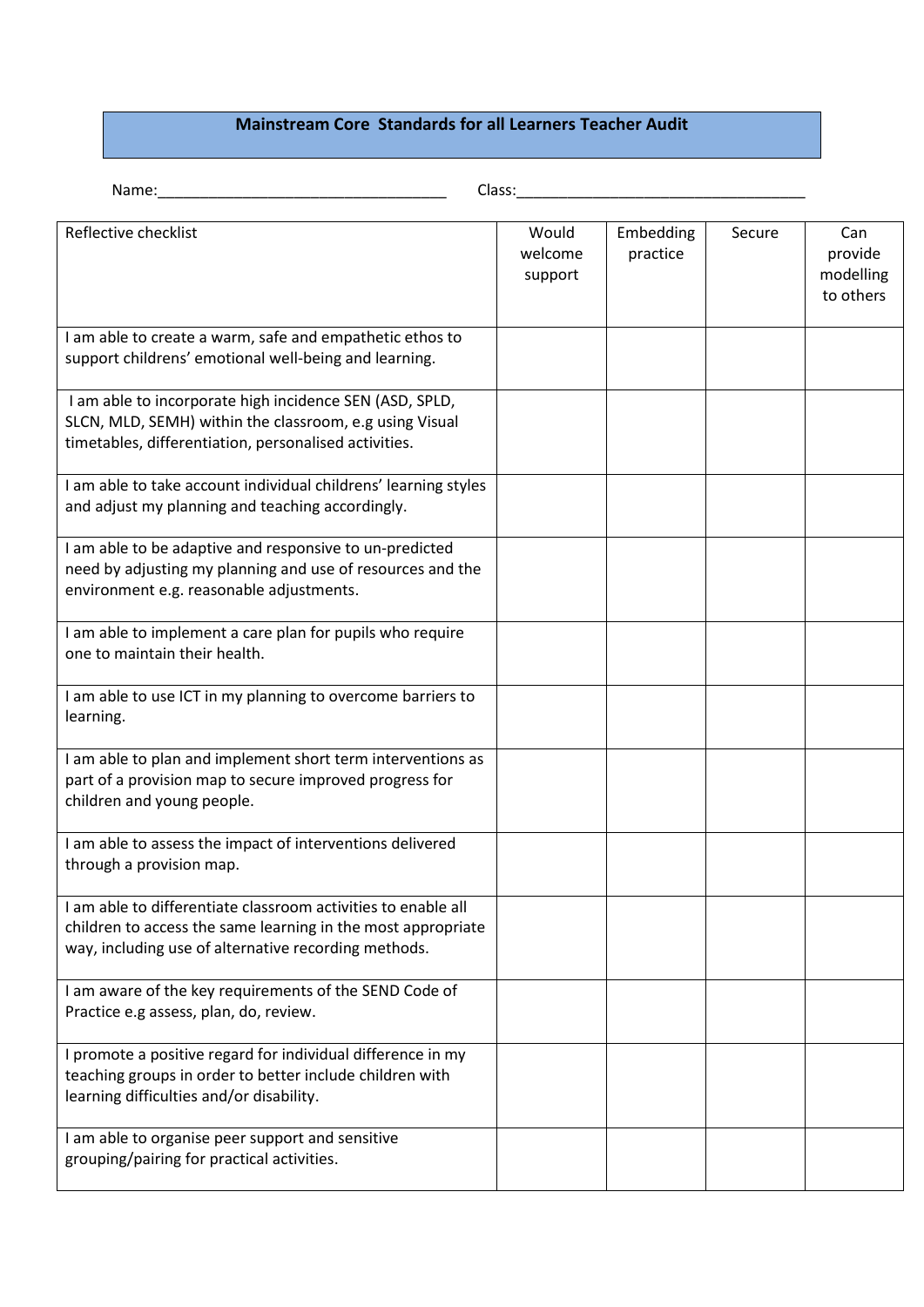# Mainstream Core Standards for all Learners Teacher Audit

Name:___________________________________ Class:___________________________________

| Reflective checklist | Would welcome support | Embedding practice | Secure | Can provide modelling to others |
|---|---|---|---|---|
| I am able to create a warm, safe and empathetic ethos to support childrens' emotional well-being and learning. | | | | |
| I am able to incorporate high incidence SEN (ASD, SPLD, SLCN, MLD, SEMH) within the classroom, e.g using Visual timetables, differentiation, personalised activities. | | | | |
| I am able to take account individual childrens' learning styles and adjust my planning and teaching accordingly. | | | | |
| I am able to be adaptive and responsive to un-predicted need by adjusting my planning and use of resources and the environment e.g. reasonable adjustments. | | | | |
| I am able to implement a care plan for pupils who require one to maintain their health. | | | | |
| I am able to use ICT in my planning to overcome barriers to learning. | | | | |
| I am able to plan and implement short term interventions as part of a provision map to secure improved progress for children and young people. | | | | |
| I am able to assess the impact of interventions delivered through a provision map. | | | | |
| I am able to differentiate classroom activities to enable all children to access the same learning in the most appropriate way, including use of alternative recording methods. | | | | |
| I am aware of the key requirements of the SEND Code of Practice e.g assess, plan, do, review. | | | | |
| I promote a positive regard for individual difference in my teaching groups in order to better include children with learning difficulties and/or disability. | | | | |
| I am able to organise peer support and sensitive grouping/pairing for practical activities. | | | | |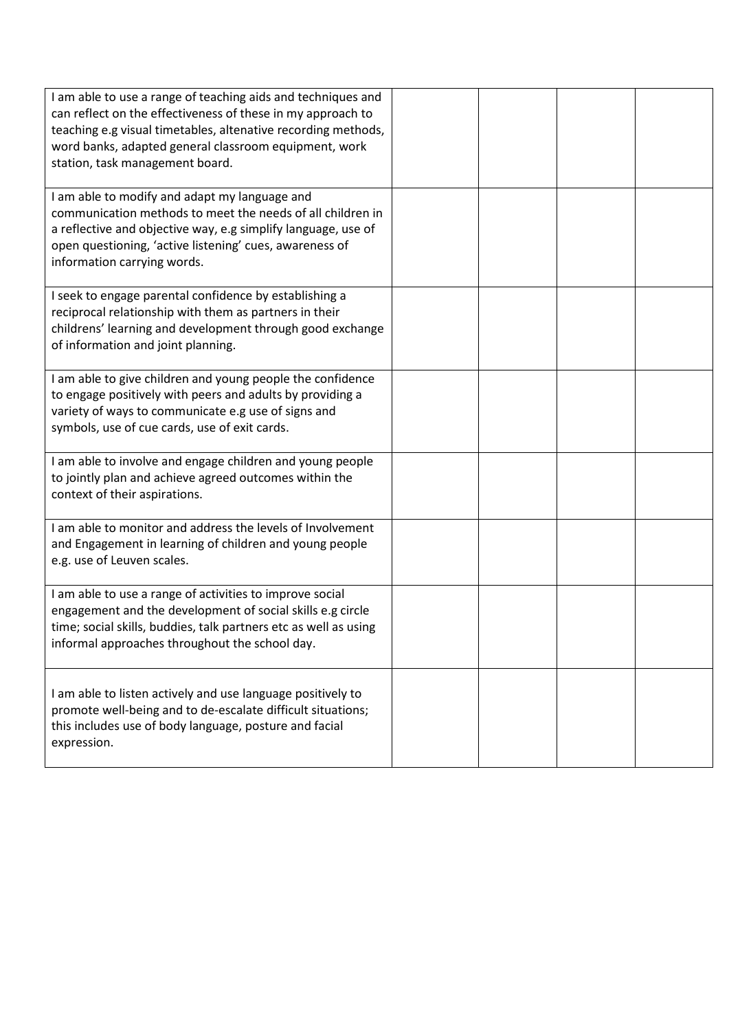| | | | | |
|---|---|---|---|---|
| I am able to use a range of teaching aids and techniques and can reflect on the effectiveness of these in my approach to teaching e.g visual timetables, altenative recording methods, word banks, adapted general classroom equipment, work station, task management board. | | | | |
| I am able to modify and adapt my language and communication methods to meet the needs of all children in a reflective and objective way, e.g simplify language, use of open questioning, 'active listening' cues, awareness of information carrying words. | | | | |
| I seek to engage parental confidence by establishing a reciprocal relationship with them as partners in their childrens' learning and development through good exchange of information and joint planning. | | | | |
| I am able to give children and young people the confidence to engage positively with peers and adults by providing a variety of ways to communicate e.g use of signs and symbols, use of cue cards, use of exit cards. | | | | |
| I am able to involve and engage children and young people to jointly plan and achieve agreed outcomes within the context of their aspirations. | | | | |
| I am able to monitor and address the levels of Involvement and Engagement in learning of children and young people e.g. use of Leuven scales. | | | | |
| I am able to use a range of activities to improve social engagement and the development of social skills e.g circle time; social skills, buddies, talk partners etc as well as using informal approaches throughout the school day. | | | | |
| I am able to listen actively and use language positively to promote well-being and to de-escalate difficult situations; this includes use of body language, posture and facial expression. | | | | |